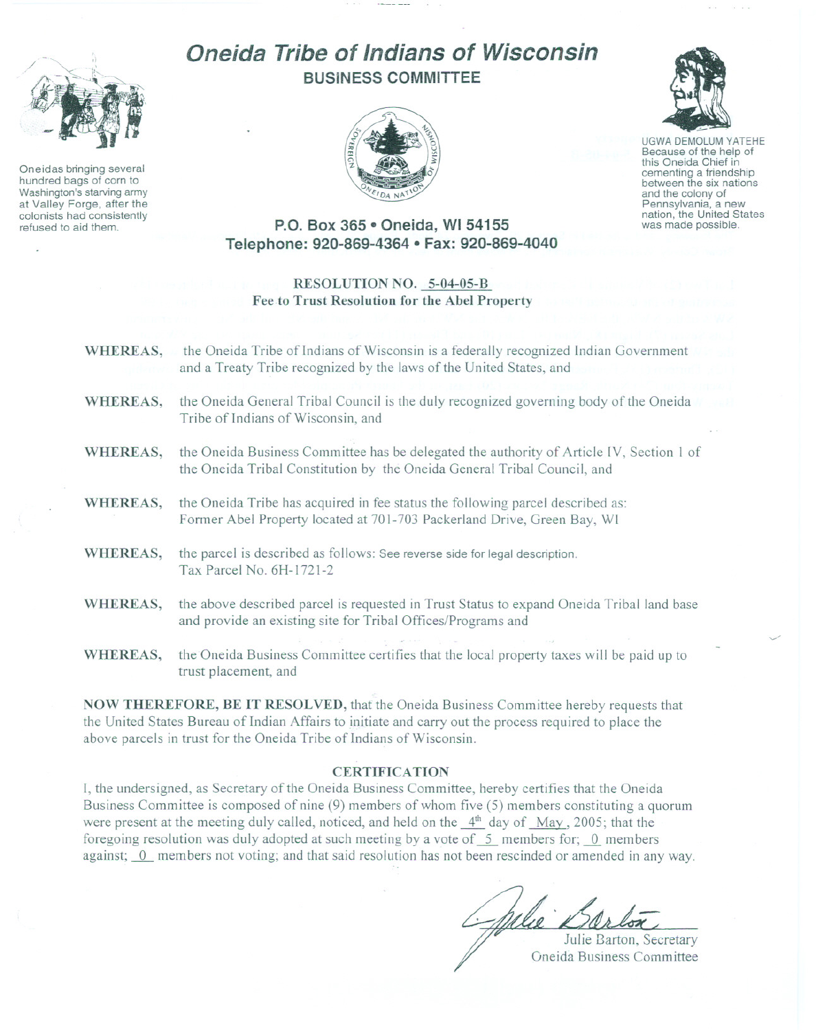# Oneida Tribe of Indians of Wisconsin

## BUSINESS COMMITTEE

Oneidas bringing several hundred bags of corn to Washington's starving army at Valley Forge, after the colonists had consistently refused to aid them.

UGWA DEMOLUM YATEHE
Because of the help of this Oneida Chief in cementing a friendship between the six nations and the colony of Pennsylvania, a new nation, the United States was made possible.

**P.O. Box 365 • Oneida, WI 54155**
**Telephone: 920-869-4364 • Fax: 920-869-4040**

### RESOLUTION NO. 5-04-05-B
### Fee to Trust Resolution for the Abel Property

**WHEREAS,** the Oneida Tribe of Indians of Wisconsin is a federally recognized Indian Government and a Treaty Tribe recognized by the laws of the United States, and

**WHEREAS,** the Oneida General Tribal Council is the duly recognized governing body of the Oneida Tribe of Indians of Wisconsin, and

**WHEREAS,** the Oneida Business Committee has be delegated the authority of Article IV, Section 1 of the Oneida Tribal Constitution by the Oneida General Tribal Council, and

**WHEREAS,** the Oneida Tribe has acquired in fee status the following parcel described as: Former Abel Property located at 701-703 Packerland Drive, Green Bay, WI

**WHEREAS,** the parcel is described as follows: See reverse side for legal description. Tax Parcel No. 6H-1721-2

**WHEREAS,** the above described parcel is requested in Trust Status to expand Oneida Tribal land base and provide an existing site for Tribal Offices/Programs and

**WHEREAS,** the Oneida Business Committee certifies that the local property taxes will be paid up to trust placement, and

**NOW THEREFORE, BE IT RESOLVED,** that the Oneida Business Committee hereby requests that the United States Bureau of Indian Affairs to initiate and carry out the process required to place the above parcels in trust for the Oneida Tribe of Indians of Wisconsin.

### CERTIFICATION

I, the undersigned, as Secretary of the Oneida Business Committee, hereby certifies that the Oneida Business Committee is composed of nine (9) members of whom five (5) members constituting a quorum were present at the meeting duly called, noticed, and held on the 4th day of May, 2005; that the foregoing resolution was duly adopted at such meeting by a vote of 5 members for; 0 members against; 0 members not voting; and that said resolution has not been rescinded or amended in any way.

Julie Barton, Secretary
Oneida Business Committee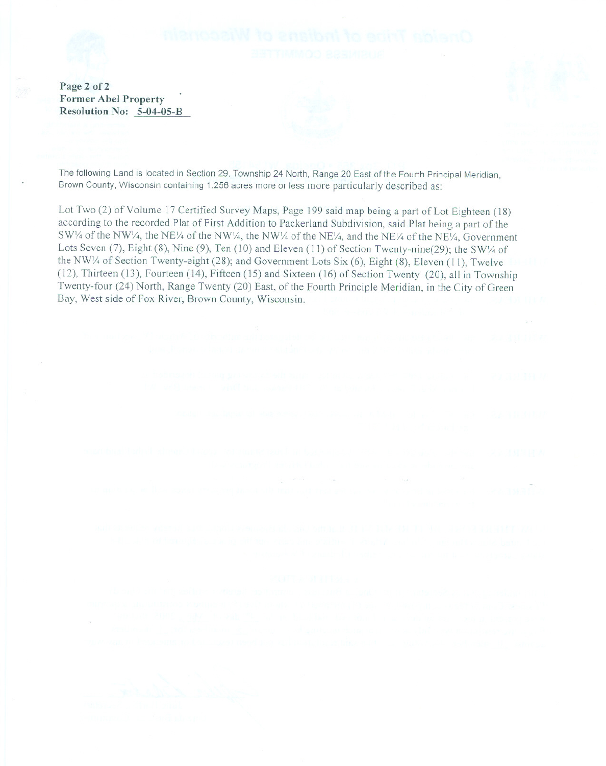**Page 2 of 2**
**Former Abel Property**
**Resolution No: 5-04-05-B**

The following Land is located in Section 29, Township 24 North, Range 20 East of the Fourth Principal Meridian, Brown County, Wisconsin containing 1.256 acres more or less more particularly described as:

Lot Two (2) of Volume 17 Certified Survey Maps, Page 199 said map being a part of Lot Eighteen (18) according to the recorded Plat of First Addition to Packerland Subdivision, said Plat being a part of the SW¼ of the NW¼, the NE¼ of the NW¼, the NW¼ of the NE¼, and the NE¼ of the NE¼, Government Lots Seven (7), Eight (8), Nine (9), Ten (10) and Eleven (11) of Section Twenty-nine(29); the SW¼ of the NW¼ of Section Twenty-eight (28); and Government Lots Six (6), Eight (8), Eleven (11), Twelve (12), Thirteen (13), Fourteen (14), Fifteen (15) and Sixteen (16) of Section Twenty (20), all in Township Twenty-four (24) North, Range Twenty (20) East, of the Fourth Principle Meridian, in the City of Green Bay, West side of Fox River, Brown County, Wisconsin.